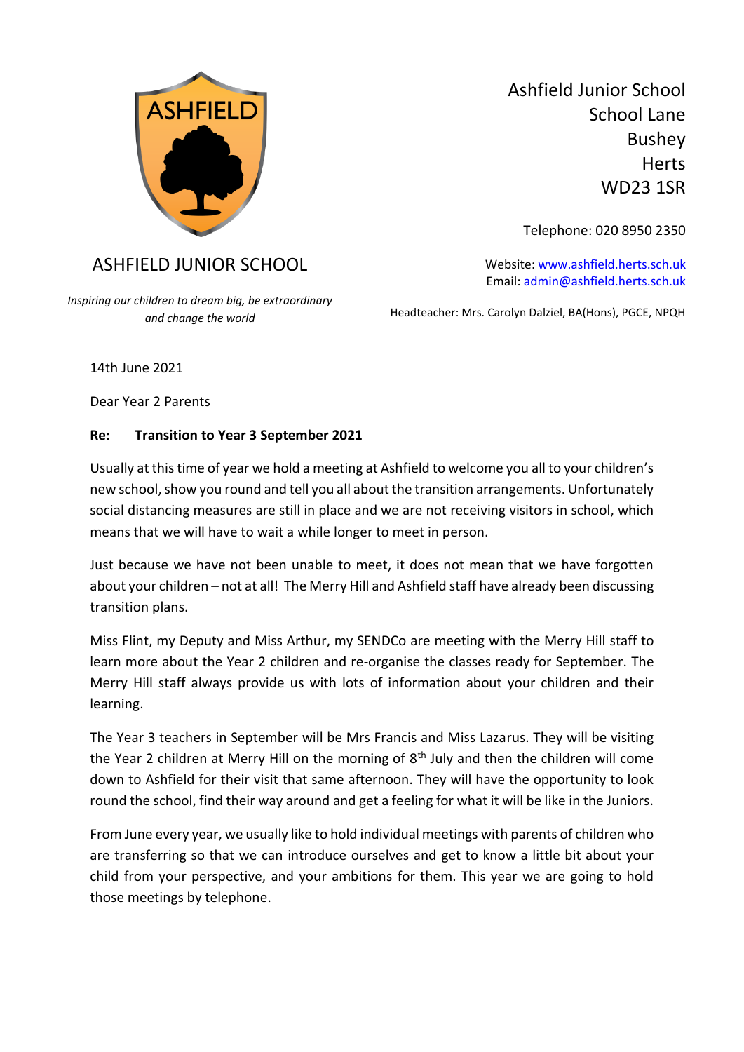ASHFIELD

# ASHFIELD JUNIOR SCHOOL

*Inspiring our children to dream big, be extraordinary and change the world*

Ashfield Junior School
School Lane
Bushey
Herts
WD23 1SR

Telephone: 020 8950 2350

Website: www.ashfield.herts.sch.uk
Email: admin@ashfield.herts.sch.uk

Headteacher: Mrs. Carolyn Dalziel, BA(Hons), PGCE, NPQH

14th June 2021

Dear Year 2 Parents

**Re: Transition to Year 3 September 2021**

Usually at this time of year we hold a meeting at Ashfield to welcome you all to your children's new school, show you round and tell you all about the transition arrangements. Unfortunately social distancing measures are still in place and we are not receiving visitors in school, which means that we will have to wait a while longer to meet in person.

Just because we have not been unable to meet, it does not mean that we have forgotten about your children – not at all! The Merry Hill and Ashfield staff have already been discussing transition plans.

Miss Flint, my Deputy and Miss Arthur, my SENDCo are meeting with the Merry Hill staff to learn more about the Year 2 children and re-organise the classes ready for September. The Merry Hill staff always provide us with lots of information about your children and their learning.

The Year 3 teachers in September will be Mrs Francis and Miss Lazarus. They will be visiting the Year 2 children at Merry Hill on the morning of 8th July and then the children will come down to Ashfield for their visit that same afternoon. They will have the opportunity to look round the school, find their way around and get a feeling for what it will be like in the Juniors.

From June every year, we usually like to hold individual meetings with parents of children who are transferring so that we can introduce ourselves and get to know a little bit about your child from your perspective, and your ambitions for them. This year we are going to hold those meetings by telephone.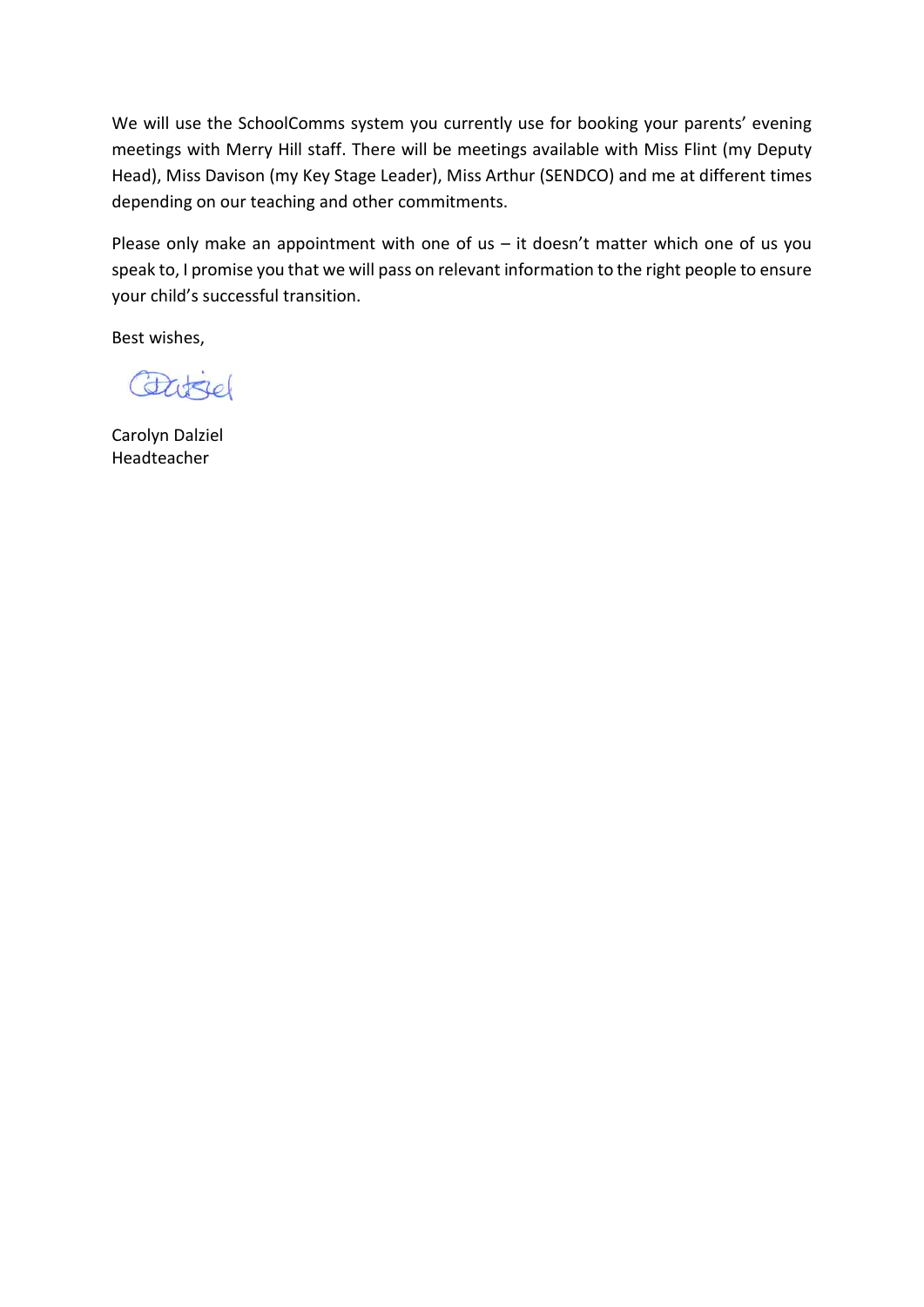We will use the SchoolComms system you currently use for booking your parents' evening meetings with Merry Hill staff. There will be meetings available with Miss Flint (my Deputy Head), Miss Davison (my Key Stage Leader), Miss Arthur (SENDCO) and me at different times depending on our teaching and other commitments.

Please only make an appointment with one of us – it doesn't matter which one of us you speak to, I promise you that we will pass on relevant information to the right people to ensure your child's successful transition.

Best wishes,

Carolyn Dalziel
Headteacher